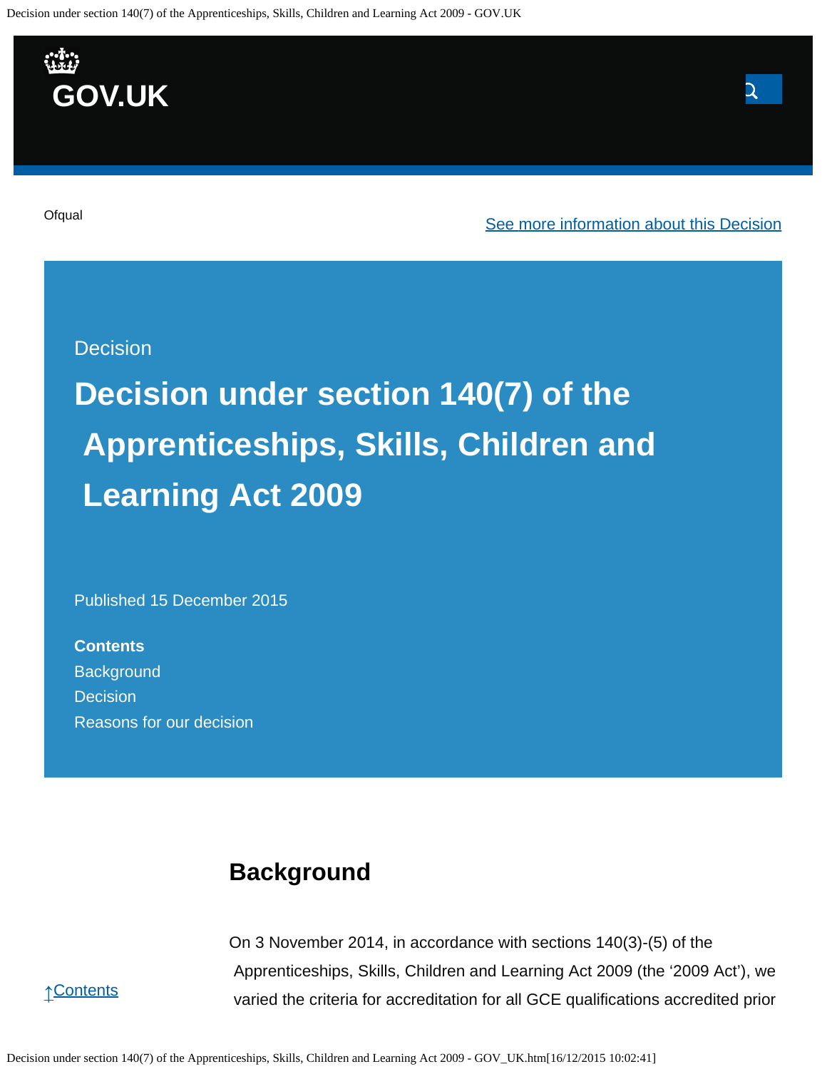Ofqual

See more information about this Decision

Decision

# Decision under section 140(7) of the Apprenticeships, Skills, Children and Learning Act 2009

Published 15 December 2015

**Contents**

- Background
- Decision
- Reasons for our decision

## Background

On 3 November 2014, in accordance with sections 140(3)-(5) of the Apprenticeships, Skills, Children and Learning Act 2009 (the '2009 Act'), we varied the criteria for accreditation for all GCE qualifications accredited prior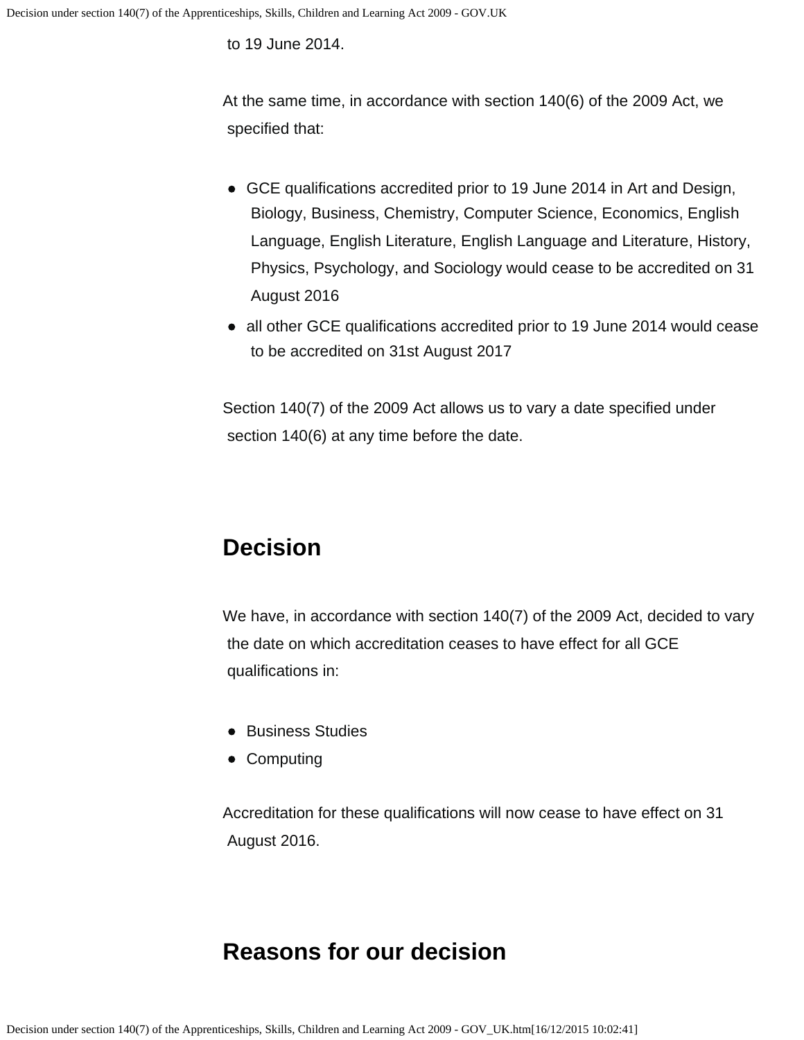to 19 June 2014.

At the same time, in accordance with section 140(6) of the 2009 Act, we specified that:

- GCE qualifications accredited prior to 19 June 2014 in Art and Design, Biology, Business, Chemistry, Computer Science, Economics, English Language, English Literature, English Language and Literature, History, Physics, Psychology, and Sociology would cease to be accredited on 31 August 2016
- all other GCE qualifications accredited prior to 19 June 2014 would cease to be accredited on 31st August 2017

Section 140(7) of the 2009 Act allows us to vary a date specified under section 140(6) at any time before the date.

## Decision

We have, in accordance with section 140(7) of the 2009 Act, decided to vary the date on which accreditation ceases to have effect for all GCE qualifications in:

- Business Studies
- Computing

Accreditation for these qualifications will now cease to have effect on 31 August 2016.

## Reasons for our decision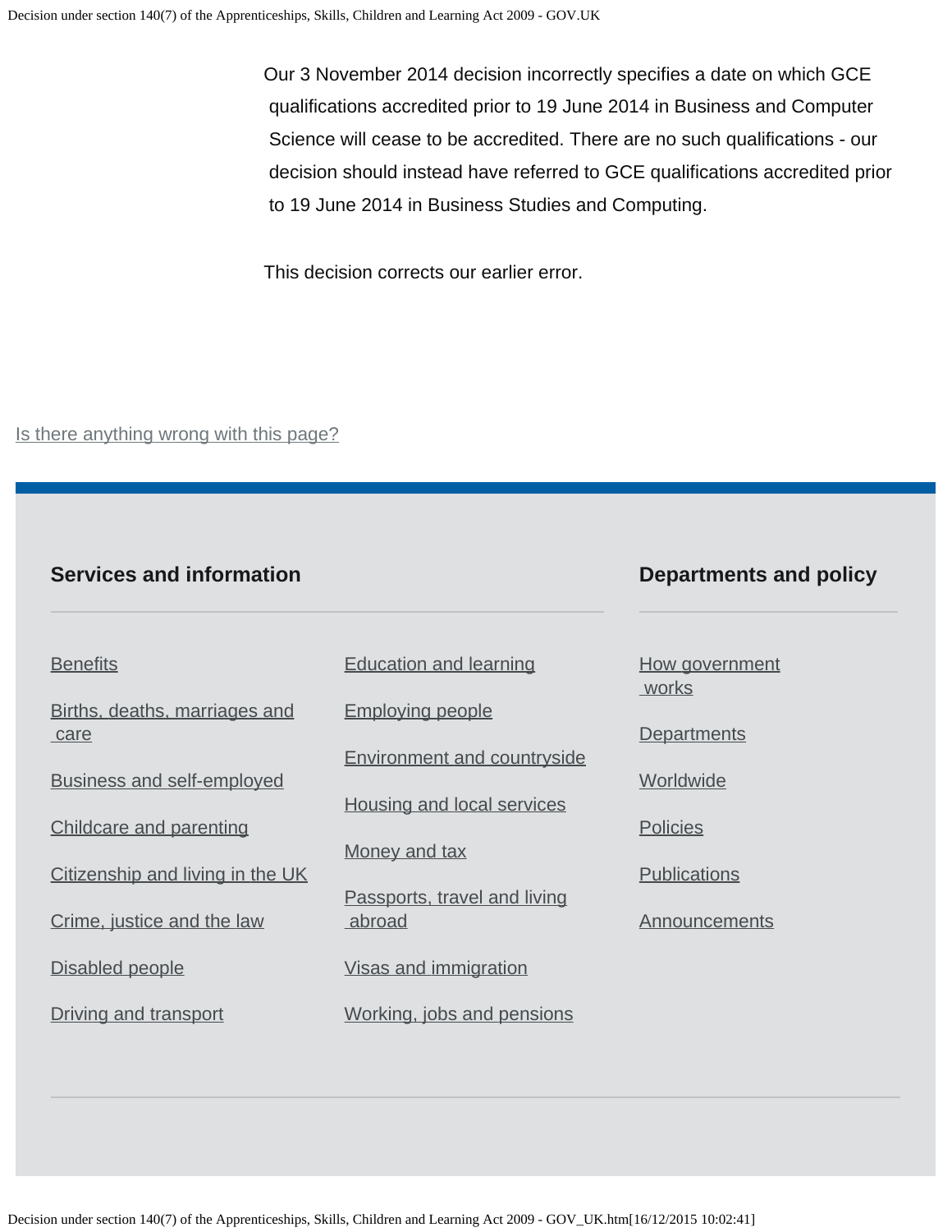Our 3 November 2014 decision incorrectly specifies a date on which GCE qualifications accredited prior to 19 June 2014 in Business and Computer Science will cease to be accredited. There are no such qualifications - our decision should instead have referred to GCE qualifications accredited prior to 19 June 2014 in Business Studies and Computing.

This decision corrects our earlier error.

Is there anything wrong with this page?

## Services and information

- Benefits
- Births, deaths, marriages and care
- Business and self-employed
- Childcare and parenting
- Citizenship and living in the UK
- Crime, justice and the law
- Disabled people
- Driving and transport
- Education and learning
- Employing people
- Environment and countryside
- Housing and local services
- Money and tax
- Passports, travel and living abroad
- Visas and immigration
- Working, jobs and pensions

## Departments and policy

- How government works
- Departments
- Worldwide
- Policies
- Publications
- Announcements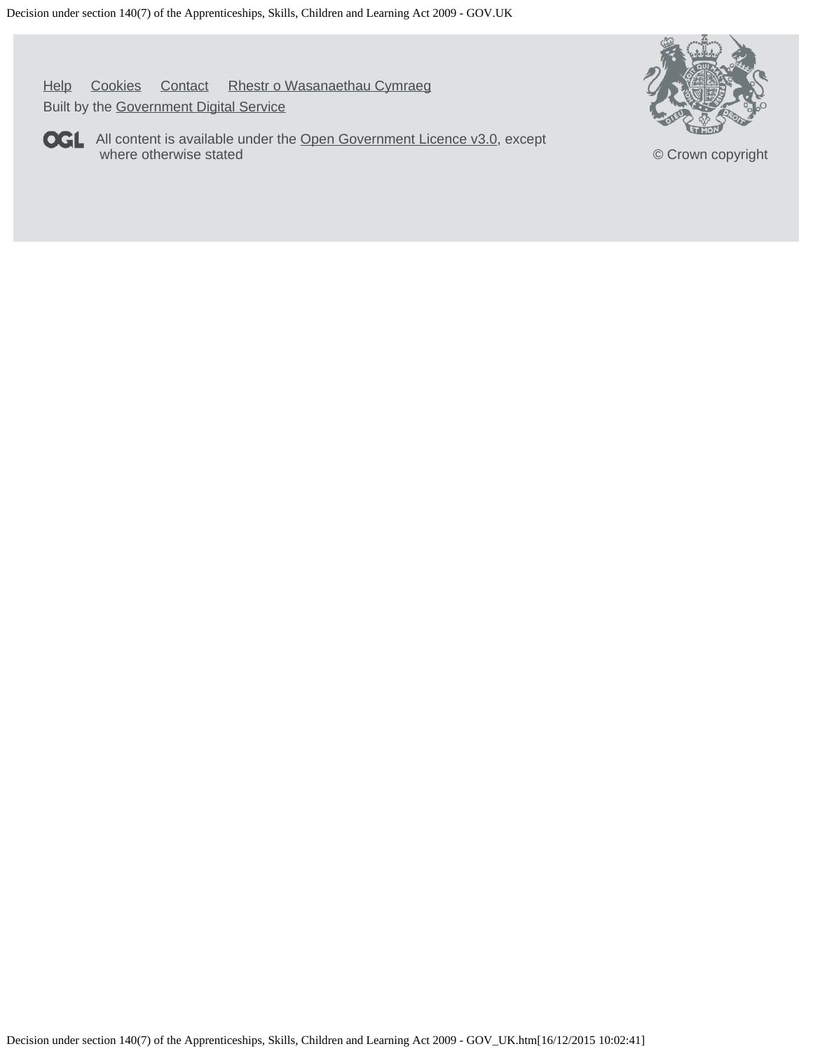Help Cookies Contact Rhestr o Wasanaethau Cymraeg

Built by the Government Digital Service

All content is available under the Open Government Licence v3.0, except where otherwise stated

© Crown copyright